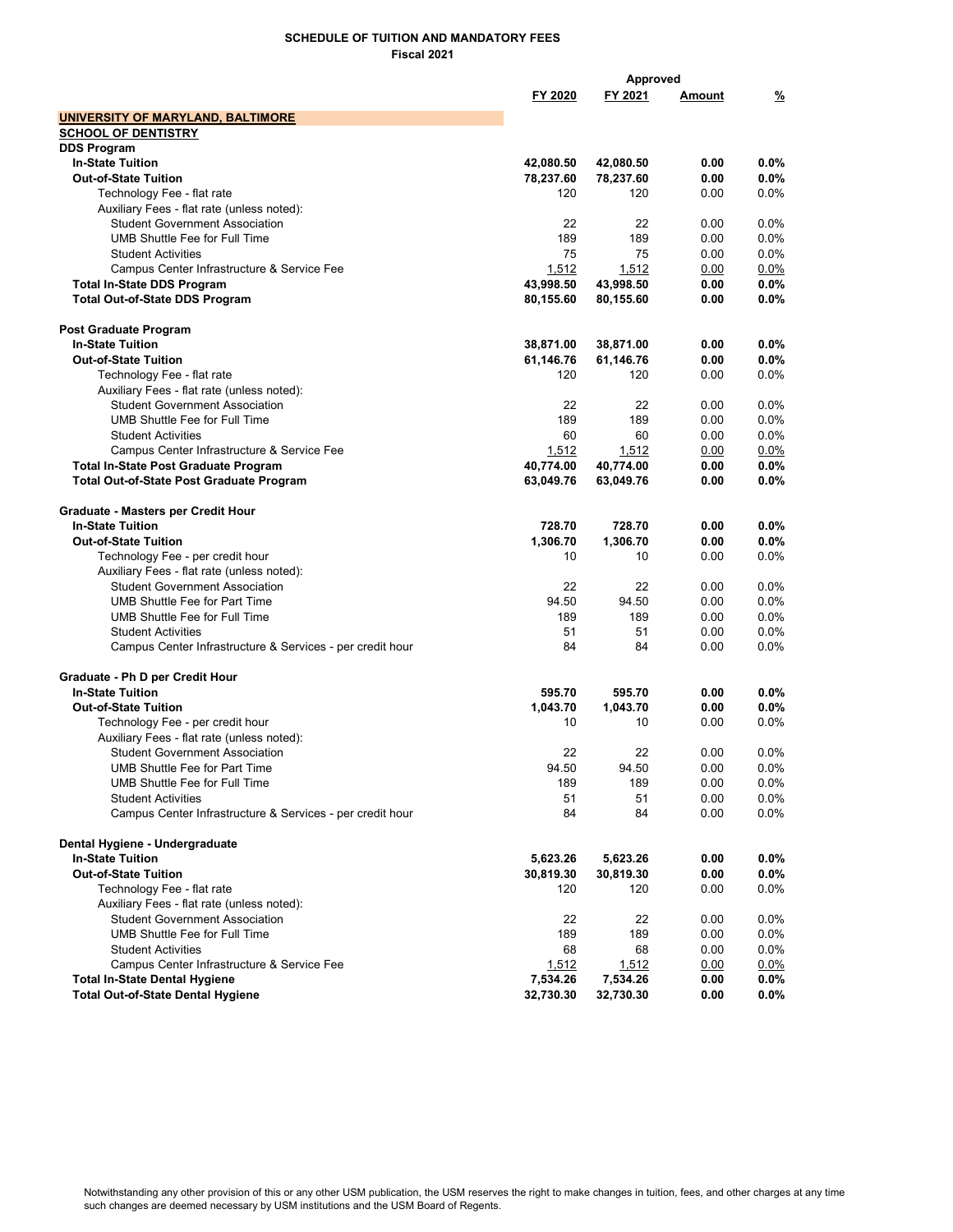**SCHEDULE OF TUITION AND MANDATORY FEES**
**Fiscal 2021**

| | FY 2020 | FY 2021 | Approved Amount | Approved % |
|---|---|---|---|---|
| **UNIVERSITY OF MARYLAND, BALTIMORE** | | | | |
| **SCHOOL OF DENTISTRY** | | | | |
| **DDS Program** | | | | |
| **In-State Tuition** | **42,080.50** | **42,080.50** | **0.00** | **0.0%** |
| **Out-of-State Tuition** | **78,237.60** | **78,237.60** | **0.00** | **0.0%** |
| Technology Fee - flat rate | 120 | 120 | 0.00 | 0.0% |
| Auxiliary Fees - flat rate (unless noted): | | | | |
| Student Government Association | 22 | 22 | 0.00 | 0.0% |
| UMB Shuttle Fee for Full Time | 189 | 189 | 0.00 | 0.0% |
| Student Activities | 75 | 75 | 0.00 | 0.0% |
| Campus Center Infrastructure & Service Fee | 1,512 | 1,512 | 0.00 | 0.0% |
| **Total In-State DDS Program** | **43,998.50** | **43,998.50** | **0.00** | **0.0%** |
| **Total Out-of-State DDS Program** | **80,155.60** | **80,155.60** | **0.00** | **0.0%** |
| | | | | |
| **Post Graduate Program** | | | | |
| **In-State Tuition** | **38,871.00** | **38,871.00** | **0.00** | **0.0%** |
| **Out-of-State Tuition** | **61,146.76** | **61,146.76** | **0.00** | **0.0%** |
| Technology Fee - flat rate | 120 | 120 | 0.00 | 0.0% |
| Auxiliary Fees - flat rate (unless noted): | | | | |
| Student Government Association | 22 | 22 | 0.00 | 0.0% |
| UMB Shuttle Fee for Full Time | 189 | 189 | 0.00 | 0.0% |
| Student Activities | 60 | 60 | 0.00 | 0.0% |
| Campus Center Infrastructure & Service Fee | 1,512 | 1,512 | 0.00 | 0.0% |
| **Total In-State Post Graduate Program** | **40,774.00** | **40,774.00** | **0.00** | **0.0%** |
| **Total Out-of-State Post Graduate Program** | **63,049.76** | **63,049.76** | **0.00** | **0.0%** |
| | | | | |
| **Graduate - Masters per Credit Hour** | | | | |
| **In-State Tuition** | **728.70** | **728.70** | **0.00** | **0.0%** |
| **Out-of-State Tuition** | **1,306.70** | **1,306.70** | **0.00** | **0.0%** |
| Technology Fee - per credit hour | 10 | 10 | 0.00 | 0.0% |
| Auxiliary Fees - flat rate (unless noted): | | | | |
| Student Government Association | 22 | 22 | 0.00 | 0.0% |
| UMB Shuttle Fee for Part Time | 94.50 | 94.50 | 0.00 | 0.0% |
| UMB Shuttle Fee for Full Time | 189 | 189 | 0.00 | 0.0% |
| Student Activities | 51 | 51 | 0.00 | 0.0% |
| Campus Center Infrastructure & Services - per credit hour | 84 | 84 | 0.00 | 0.0% |
| | | | | |
| **Graduate - Ph D per Credit Hour** | | | | |
| **In-State Tuition** | **595.70** | **595.70** | **0.00** | **0.0%** |
| **Out-of-State Tuition** | **1,043.70** | **1,043.70** | **0.00** | **0.0%** |
| Technology Fee - per credit hour | 10 | 10 | 0.00 | 0.0% |
| Auxiliary Fees - flat rate (unless noted): | | | | |
| Student Government Association | 22 | 22 | 0.00 | 0.0% |
| UMB Shuttle Fee for Part Time | 94.50 | 94.50 | 0.00 | 0.0% |
| UMB Shuttle Fee for Full Time | 189 | 189 | 0.00 | 0.0% |
| Student Activities | 51 | 51 | 0.00 | 0.0% |
| Campus Center Infrastructure & Services - per credit hour | 84 | 84 | 0.00 | 0.0% |
| | | | | |
| **Dental Hygiene - Undergraduate** | | | | |
| **In-State Tuition** | **5,623.26** | **5,623.26** | **0.00** | **0.0%** |
| **Out-of-State Tuition** | **30,819.30** | **30,819.30** | **0.00** | **0.0%** |
| Technology Fee - flat rate | 120 | 120 | 0.00 | 0.0% |
| Auxiliary Fees - flat rate (unless noted): | | | | |
| Student Government Association | 22 | 22 | 0.00 | 0.0% |
| UMB Shuttle Fee for Full Time | 189 | 189 | 0.00 | 0.0% |
| Student Activities | 68 | 68 | 0.00 | 0.0% |
| Campus Center Infrastructure & Service Fee | 1,512 | 1,512 | 0.00 | 0.0% |
| **Total In-State Dental Hygiene** | **7,534.26** | **7,534.26** | **0.00** | **0.0%** |
| **Total Out-of-State Dental Hygiene** | **32,730.30** | **32,730.30** | **0.00** | **0.0%** |

Notwithstanding any other provision of this or any other USM publication, the USM reserves the right to make changes in tuition, fees, and other charges at any time such changes are deemed necessary by USM institutions and the USM Board of Regents.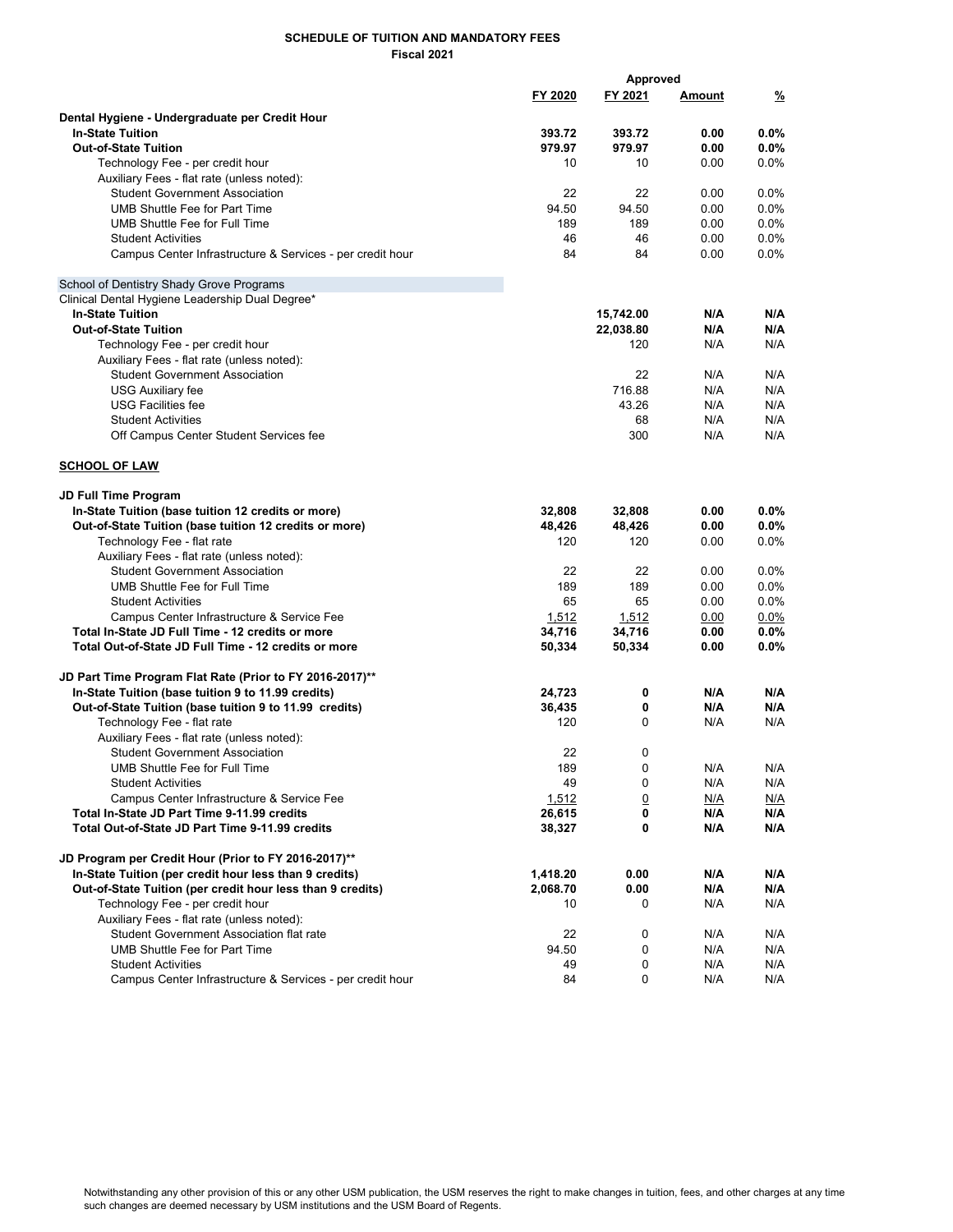**SCHEDULE OF TUITION AND MANDATORY FEES**
**Fiscal 2021**

| | FY 2020 | FY 2021 | Approved Amount | % |
|---|---|---|---|---|
| **Dental Hygiene - Undergraduate per Credit Hour** | | | | |
| **In-State Tuition** | **393.72** | **393.72** | **0.00** | **0.0%** |
| **Out-of-State Tuition** | **979.97** | **979.97** | **0.00** | **0.0%** |
| Technology Fee - per credit hour | 10 | 10 | 0.00 | 0.0% |
| Auxiliary Fees - flat rate (unless noted): | | | | |
| Student Government Association | 22 | 22 | 0.00 | 0.0% |
| UMB Shuttle Fee for Part Time | 94.50 | 94.50 | 0.00 | 0.0% |
| UMB Shuttle Fee for Full Time | 189 | 189 | 0.00 | 0.0% |
| Student Activities | 46 | 46 | 0.00 | 0.0% |
| Campus Center Infrastructure & Services - per credit hour | 84 | 84 | 0.00 | 0.0% |
| | | | | |
| School of Dentistry Shady Grove Programs | | | | |
| Clinical Dental Hygiene Leadership Dual Degree* | | | | |
| **In-State Tuition** | | **15,742.00** | **N/A** | **N/A** |
| **Out-of-State Tuition** | | **22,038.80** | **N/A** | **N/A** |
| Technology Fee - per credit hour | | 120 | N/A | N/A |
| Auxiliary Fees - flat rate (unless noted): | | | | |
| Student Government Association | | 22 | N/A | N/A |
| USG Auxiliary fee | | 716.88 | N/A | N/A |
| USG Facilities fee | | 43.26 | N/A | N/A |
| Student Activities | | 68 | N/A | N/A |
| Off Campus Center Student Services fee | | 300 | N/A | N/A |
| | | | | |
| **SCHOOL OF LAW** | | | | |
| | | | | |
| **JD Full Time Program** | | | | |
| **In-State Tuition (base tuition 12 credits or more)** | **32,808** | **32,808** | **0.00** | **0.0%** |
| **Out-of-State Tuition (base tuition 12 credits or more)** | **48,426** | **48,426** | **0.00** | **0.0%** |
| Technology Fee - flat rate | 120 | 120 | 0.00 | 0.0% |
| Auxiliary Fees - flat rate (unless noted): | | | | |
| Student Government Association | 22 | 22 | 0.00 | 0.0% |
| UMB Shuttle Fee for Full Time | 189 | 189 | 0.00 | 0.0% |
| Student Activities | 65 | 65 | 0.00 | 0.0% |
| Campus Center Infrastructure & Service Fee | 1,512 | 1,512 | 0.00 | 0.0% |
| **Total In-State JD Full Time - 12 credits or more** | **34,716** | **34,716** | **0.00** | **0.0%** |
| **Total Out-of-State JD Full Time - 12 credits or more** | **50,334** | **50,334** | **0.00** | **0.0%** |
| | | | | |
| **JD Part Time Program Flat Rate (Prior to FY 2016-2017)**** | | | | |
| **In-State Tuition (base tuition 9 to 11.99 credits)** | **24,723** | **0** | **N/A** | **N/A** |
| **Out-of-State Tuition (base tuition 9 to 11.99 credits)** | **36,435** | **0** | **N/A** | **N/A** |
| Technology Fee - flat rate | 120 | 0 | N/A | N/A |
| Auxiliary Fees - flat rate (unless noted): | | | | |
| Student Government Association | 22 | 0 | | |
| UMB Shuttle Fee for Full Time | 189 | 0 | N/A | N/A |
| Student Activities | 49 | 0 | N/A | N/A |
| Campus Center Infrastructure & Service Fee | 1,512 | 0 | N/A | N/A |
| **Total In-State JD Part Time 9-11.99 credits** | **26,615** | **0** | **N/A** | **N/A** |
| **Total Out-of-State JD Part Time 9-11.99 credits** | **38,327** | **0** | **N/A** | **N/A** |
| | | | | |
| **JD Program per Credit Hour (Prior to FY 2016-2017)**** | | | | |
| **In-State Tuition (per credit hour less than 9 credits)** | **1,418.20** | **0.00** | **N/A** | **N/A** |
| **Out-of-State Tuition (per credit hour less than 9 credits)** | **2,068.70** | **0.00** | **N/A** | **N/A** |
| Technology Fee - per credit hour | 10 | 0 | N/A | N/A |
| Auxiliary Fees - flat rate (unless noted): | | | | |
| Student Government Association flat rate | 22 | 0 | N/A | N/A |
| UMB Shuttle Fee for Part Time | 94.50 | 0 | N/A | N/A |
| Student Activities | 49 | 0 | N/A | N/A |
| Campus Center Infrastructure & Services - per credit hour | 84 | 0 | N/A | N/A |

Notwithstanding any other provision of this or any other USM publication, the USM reserves the right to make changes in tuition, fees, and other charges at any time such changes are deemed necessary by USM institutions and the USM Board of Regents.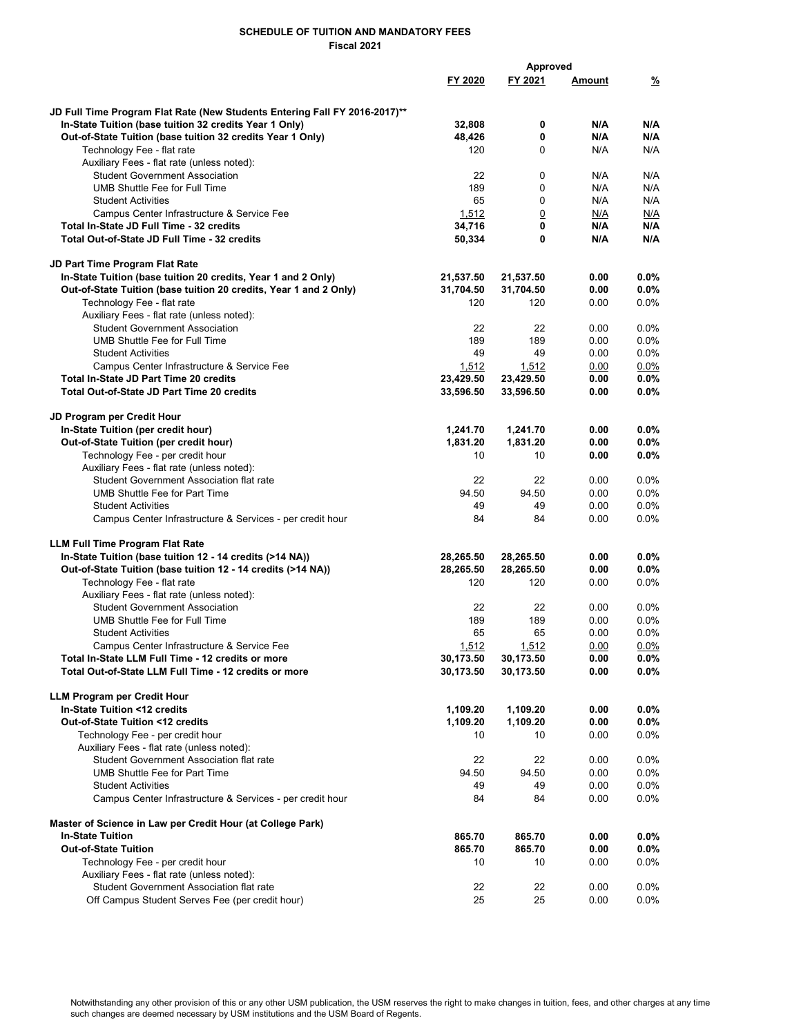**SCHEDULE OF TUITION AND MANDATORY FEES**
**Fiscal 2021**

| | FY 2020 | FY 2021 | Approved Amount | % |
|---|---|---|---|---|
| **JD Full Time Program Flat Rate (New Students Entering Fall FY 2016-2017)\*\*** | | | | |
| **In-State Tuition (base tuition 32 credits Year 1 Only)** | **32,808** | **0** | **N/A** | **N/A** |
| **Out-of-State Tuition (base tuition 32 credits Year 1 Only)** | **48,426** | **0** | **N/A** | **N/A** |
| Technology Fee - flat rate | 120 | 0 | N/A | N/A |
| Auxiliary Fees - flat rate (unless noted): | | | | |
| Student Government Association | 22 | 0 | N/A | N/A |
| UMB Shuttle Fee for Full Time | 189 | 0 | N/A | N/A |
| Student Activities | 65 | 0 | N/A | N/A |
| Campus Center Infrastructure & Service Fee | 1,512 | 0 | N/A | N/A |
| **Total In-State JD Full Time - 32 credits** | **34,716** | **0** | **N/A** | **N/A** |
| **Total Out-of-State JD Full Time - 32 credits** | **50,334** | **0** | **N/A** | **N/A** |
| | | | | |
| **JD Part Time Program Flat Rate** | | | | |
| **In-State Tuition (base tuition 20 credits, Year 1 and 2 Only)** | **21,537.50** | **21,537.50** | **0.00** | **0.0%** |
| **Out-of-State Tuition (base tuition 20 credits, Year 1 and 2 Only)** | **31,704.50** | **31,704.50** | **0.00** | **0.0%** |
| Technology Fee - flat rate | 120 | 120 | 0.00 | 0.0% |
| Auxiliary Fees - flat rate (unless noted): | | | | |
| Student Government Association | 22 | 22 | 0.00 | 0.0% |
| UMB Shuttle Fee for Full Time | 189 | 189 | 0.00 | 0.0% |
| Student Activities | 49 | 49 | 0.00 | 0.0% |
| Campus Center Infrastructure & Service Fee | 1,512 | 1,512 | 0.00 | 0.0% |
| **Total In-State JD Part Time 20 credits** | **23,429.50** | **23,429.50** | **0.00** | **0.0%** |
| **Total Out-of-State JD Part Time 20 credits** | **33,596.50** | **33,596.50** | **0.00** | **0.0%** |
| | | | | |
| **JD Program per Credit Hour** | | | | |
| **In-State Tuition (per credit hour)** | **1,241.70** | **1,241.70** | **0.00** | **0.0%** |
| **Out-of-State Tuition (per credit hour)** | **1,831.20** | **1,831.20** | **0.00** | **0.0%** |
| Technology Fee - per credit hour | 10 | 10 | **0.00** | **0.0%** |
| Auxiliary Fees - flat rate (unless noted): | | | | |
| Student Government Association flat rate | 22 | 22 | 0.00 | 0.0% |
| UMB Shuttle Fee for Part Time | 94.50 | 94.50 | 0.00 | 0.0% |
| Student Activities | 49 | 49 | 0.00 | 0.0% |
| Campus Center Infrastructure & Services - per credit hour | 84 | 84 | 0.00 | 0.0% |
| | | | | |
| **LLM Full Time Program Flat Rate** | | | | |
| **In-State Tuition (base tuition 12 - 14 credits (>14 NA))** | **28,265.50** | **28,265.50** | **0.00** | **0.0%** |
| **Out-of-State Tuition (base tuition 12 - 14 credits (>14 NA))** | **28,265.50** | **28,265.50** | **0.00** | **0.0%** |
| Technology Fee - flat rate | 120 | 120 | 0.00 | 0.0% |
| Auxiliary Fees - flat rate (unless noted): | | | | |
| Student Government Association | 22 | 22 | 0.00 | 0.0% |
| UMB Shuttle Fee for Full Time | 189 | 189 | 0.00 | 0.0% |
| Student Activities | 65 | 65 | 0.00 | 0.0% |
| Campus Center Infrastructure & Service Fee | 1,512 | 1,512 | 0.00 | 0.0% |
| **Total In-State LLM Full Time - 12 credits or more** | **30,173.50** | **30,173.50** | **0.00** | **0.0%** |
| **Total Out-of-State LLM Full Time - 12 credits or more** | **30,173.50** | **30,173.50** | **0.00** | **0.0%** |
| | | | | |
| **LLM Program per Credit Hour** | | | | |
| **In-State Tuition <12 credits** | **1,109.20** | **1,109.20** | **0.00** | **0.0%** |
| **Out-of-State Tuition <12 credits** | **1,109.20** | **1,109.20** | **0.00** | **0.0%** |
| Technology Fee - per credit hour | 10 | 10 | 0.00 | 0.0% |
| Auxiliary Fees - flat rate (unless noted): | | | | |
| Student Government Association flat rate | 22 | 22 | 0.00 | 0.0% |
| UMB Shuttle Fee for Part Time | 94.50 | 94.50 | 0.00 | 0.0% |
| Student Activities | 49 | 49 | 0.00 | 0.0% |
| Campus Center Infrastructure & Services - per credit hour | 84 | 84 | 0.00 | 0.0% |
| | | | | |
| **Master of Science in Law per Credit Hour (at College Park)** | | | | |
| **In-State Tuition** | **865.70** | **865.70** | **0.00** | **0.0%** |
| **Out-of-State Tuition** | **865.70** | **865.70** | **0.00** | **0.0%** |
| Technology Fee - per credit hour | 10 | 10 | 0.00 | 0.0% |
| Auxiliary Fees - flat rate (unless noted): | | | | |
| Student Government Association flat rate | 22 | 22 | 0.00 | 0.0% |
| Off Campus Student Serves Fee (per credit hour) | 25 | 25 | 0.00 | 0.0% |

Notwithstanding any other provision of this or any other USM publication, the USM reserves the right to make changes in tuition, fees, and other charges at any time such changes are deemed necessary by USM institutions and the USM Board of Regents.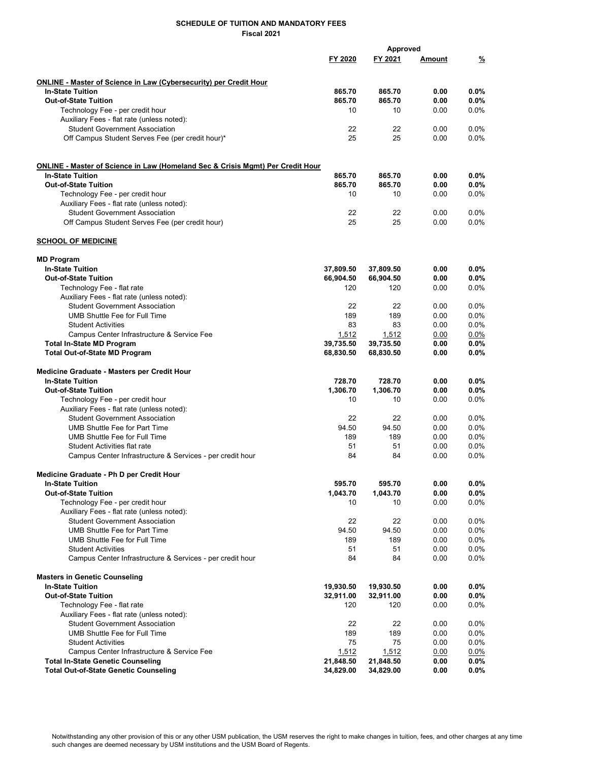**SCHEDULE OF TUITION AND MANDATORY FEES**
**Fiscal 2021**

| | FY 2020 | FY 2021 | Approved Amount | Approved % |
|---|---|---|---|---|
| **ONLINE - Master of Science in Law (Cybersecurity) per Credit Hour** | | | | |
| **In-State Tuition** | **865.70** | **865.70** | **0.00** | **0.0%** |
| **Out-of-State Tuition** | **865.70** | **865.70** | **0.00** | **0.0%** |
| Technology Fee - per credit hour | 10 | 10 | 0.00 | 0.0% |
| Auxiliary Fees - flat rate (unless noted): | | | | |
| Student Government Association | 22 | 22 | 0.00 | 0.0% |
| Off Campus Student Serves Fee (per credit hour)* | 25 | 25 | 0.00 | 0.0% |
| **ONLINE - Master of Science in Law (Homeland Sec & Crisis Mgmt) Per Credit Hour** | | | | |
| **In-State Tuition** | **865.70** | **865.70** | **0.00** | **0.0%** |
| **Out-of-State Tuition** | **865.70** | **865.70** | **0.00** | **0.0%** |
| Technology Fee - per credit hour | 10 | 10 | 0.00 | 0.0% |
| Auxiliary Fees - flat rate (unless noted): | | | | |
| Student Government Association | 22 | 22 | 0.00 | 0.0% |
| Off Campus Student Serves Fee (per credit hour) | 25 | 25 | 0.00 | 0.0% |
| **SCHOOL OF MEDICINE** | | | | |
| **MD Program** | | | | |
| **In-State Tuition** | **37,809.50** | **37,809.50** | **0.00** | **0.0%** |
| **Out-of-State Tuition** | **66,904.50** | **66,904.50** | **0.00** | **0.0%** |
| Technology Fee - flat rate | 120 | 120 | 0.00 | 0.0% |
| Auxiliary Fees - flat rate (unless noted): | | | | |
| Student Government Association | 22 | 22 | 0.00 | 0.0% |
| UMB Shuttle Fee for Full Time | 189 | 189 | 0.00 | 0.0% |
| Student Activities | 83 | 83 | 0.00 | 0.0% |
| Campus Center Infrastructure & Service Fee | 1,512 | 1,512 | 0.00 | 0.0% |
| **Total In-State MD Program** | **39,735.50** | **39,735.50** | **0.00** | **0.0%** |
| **Total Out-of-State MD Program** | **68,830.50** | **68,830.50** | **0.00** | **0.0%** |
| **Medicine Graduate - Masters per Credit Hour** | | | | |
| **In-State Tuition** | **728.70** | **728.70** | **0.00** | **0.0%** |
| **Out-of-State Tuition** | **1,306.70** | **1,306.70** | **0.00** | **0.0%** |
| Technology Fee - per credit hour | 10 | 10 | 0.00 | 0.0% |
| Auxiliary Fees - flat rate (unless noted): | | | | |
| Student Government Association | 22 | 22 | 0.00 | 0.0% |
| UMB Shuttle Fee for Part Time | 94.50 | 94.50 | 0.00 | 0.0% |
| UMB Shuttle Fee for Full Time | 189 | 189 | 0.00 | 0.0% |
| Student Activities flat rate | 51 | 51 | 0.00 | 0.0% |
| Campus Center Infrastructure & Services - per credit hour | 84 | 84 | 0.00 | 0.0% |
| **Medicine Graduate - Ph D per Credit Hour** | | | | |
| **In-State Tuition** | **595.70** | **595.70** | **0.00** | **0.0%** |
| **Out-of-State Tuition** | **1,043.70** | **1,043.70** | **0.00** | **0.0%** |
| Technology Fee - per credit hour | 10 | 10 | 0.00 | 0.0% |
| Auxiliary Fees - flat rate (unless noted): | | | | |
| Student Government Association | 22 | 22 | 0.00 | 0.0% |
| UMB Shuttle Fee for Part Time | 94.50 | 94.50 | 0.00 | 0.0% |
| UMB Shuttle Fee for Full Time | 189 | 189 | 0.00 | 0.0% |
| Student Activities | 51 | 51 | 0.00 | 0.0% |
| Campus Center Infrastructure & Services - per credit hour | 84 | 84 | 0.00 | 0.0% |
| **Masters in Genetic Counseling** | | | | |
| **In-State Tuition** | **19,930.50** | **19,930.50** | **0.00** | **0.0%** |
| **Out-of-State Tuition** | **32,911.00** | **32,911.00** | **0.00** | **0.0%** |
| Technology Fee - flat rate | 120 | 120 | 0.00 | 0.0% |
| Auxiliary Fees - flat rate (unless noted): | | | | |
| Student Government Association | 22 | 22 | 0.00 | 0.0% |
| UMB Shuttle Fee for Full Time | 189 | 189 | 0.00 | 0.0% |
| Student Activities | 75 | 75 | 0.00 | 0.0% |
| Campus Center Infrastructure & Service Fee | 1,512 | 1,512 | 0.00 | 0.0% |
| **Total In-State Genetic Counseling** | **21,848.50** | **21,848.50** | **0.00** | **0.0%** |
| **Total Out-of-State Genetic Counseling** | **34,829.00** | **34,829.00** | **0.00** | **0.0%** |

Notwithstanding any other provision of this or any other USM publication, the USM reserves the right to make changes in tuition, fees, and other charges at any time such changes are deemed necessary by USM institutions and the USM Board of Regents.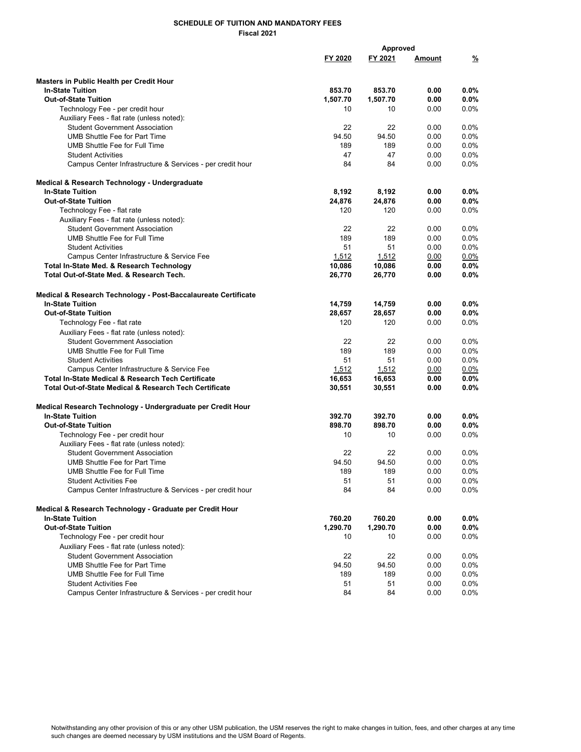**SCHEDULE OF TUITION AND MANDATORY FEES**
**Fiscal 2021**

| | FY 2020 | FY 2021 | Approved Amount | % |
|---|---|---|---|---|
| **Masters in Public Health per Credit Hour** | | | | |
| **In-State Tuition** | **853.70** | **853.70** | **0.00** | **0.0%** |
| **Out-of-State Tuition** | **1,507.70** | **1,507.70** | **0.00** | **0.0%** |
| Technology Fee - per credit hour | 10 | 10 | 0.00 | 0.0% |
| Auxiliary Fees - flat rate (unless noted): | | | | |
| Student Government Association | 22 | 22 | 0.00 | 0.0% |
| UMB Shuttle Fee for Part Time | 94.50 | 94.50 | 0.00 | 0.0% |
| UMB Shuttle Fee for Full Time | 189 | 189 | 0.00 | 0.0% |
| Student Activities | 47 | 47 | 0.00 | 0.0% |
| Campus Center Infrastructure & Services - per credit hour | 84 | 84 | 0.00 | 0.0% |
| **Medical & Research Technology - Undergraduate** | | | | |
| **In-State Tuition** | **8,192** | **8,192** | **0.00** | **0.0%** |
| **Out-of-State Tuition** | **24,876** | **24,876** | **0.00** | **0.0%** |
| Technology Fee - flat rate | 120 | 120 | 0.00 | 0.0% |
| Auxiliary Fees - flat rate (unless noted): | | | | |
| Student Government Association | 22 | 22 | 0.00 | 0.0% |
| UMB Shuttle Fee for Full Time | 189 | 189 | 0.00 | 0.0% |
| Student Activities | 51 | 51 | 0.00 | 0.0% |
| Campus Center Infrastructure & Service Fee | 1,512 | 1,512 | 0.00 | 0.0% |
| **Total In-State Med. & Research Technology** | **10,086** | **10,086** | **0.00** | **0.0%** |
| **Total Out-of-State Med. & Research Tech.** | **26,770** | **26,770** | **0.00** | **0.0%** |
| **Medical & Research Technology - Post-Baccalaureate Certificate** | | | | |
| **In-State Tuition** | **14,759** | **14,759** | **0.00** | **0.0%** |
| **Out-of-State Tuition** | **28,657** | **28,657** | **0.00** | **0.0%** |
| Technology Fee - flat rate | 120 | 120 | 0.00 | 0.0% |
| Auxiliary Fees - flat rate (unless noted): | | | | |
| Student Government Association | 22 | 22 | 0.00 | 0.0% |
| UMB Shuttle Fee for Full Time | 189 | 189 | 0.00 | 0.0% |
| Student Activities | 51 | 51 | 0.00 | 0.0% |
| Campus Center Infrastructure & Service Fee | 1,512 | 1,512 | 0.00 | 0.0% |
| **Total In-State Medical & Research Tech Certificate** | **16,653** | **16,653** | **0.00** | **0.0%** |
| **Total Out-of-State Medical & Research Tech Certificate** | **30,551** | **30,551** | **0.00** | **0.0%** |
| **Medical Research Technology - Undergraduate per Credit Hour** | | | | |
| **In-State Tuition** | **392.70** | **392.70** | **0.00** | **0.0%** |
| **Out-of-State Tuition** | **898.70** | **898.70** | **0.00** | **0.0%** |
| Technology Fee - per credit hour | 10 | 10 | 0.00 | 0.0% |
| Auxiliary Fees - flat rate (unless noted): | | | | |
| Student Government Association | 22 | 22 | 0.00 | 0.0% |
| UMB Shuttle Fee for Part Time | 94.50 | 94.50 | 0.00 | 0.0% |
| UMB Shuttle Fee for Full Time | 189 | 189 | 0.00 | 0.0% |
| Student Activities Fee | 51 | 51 | 0.00 | 0.0% |
| Campus Center Infrastructure & Services - per credit hour | 84 | 84 | 0.00 | 0.0% |
| **Medical & Research Technology - Graduate per Credit Hour** | | | | |
| **In-State Tuition** | **760.20** | **760.20** | **0.00** | **0.0%** |
| **Out-of-State Tuition** | **1,290.70** | **1,290.70** | **0.00** | **0.0%** |
| Technology Fee - per credit hour | 10 | 10 | 0.00 | 0.0% |
| Auxiliary Fees - flat rate (unless noted): | | | | |
| Student Government Association | 22 | 22 | 0.00 | 0.0% |
| UMB Shuttle Fee for Part Time | 94.50 | 94.50 | 0.00 | 0.0% |
| UMB Shuttle Fee for Full Time | 189 | 189 | 0.00 | 0.0% |
| Student Activities Fee | 51 | 51 | 0.00 | 0.0% |
| Campus Center Infrastructure & Services - per credit hour | 84 | 84 | 0.00 | 0.0% |

Notwithstanding any other provision of this or any other USM publication, the USM reserves the right to make changes in tuition, fees, and other charges at any time such changes are deemed necessary by USM institutions and the USM Board of Regents.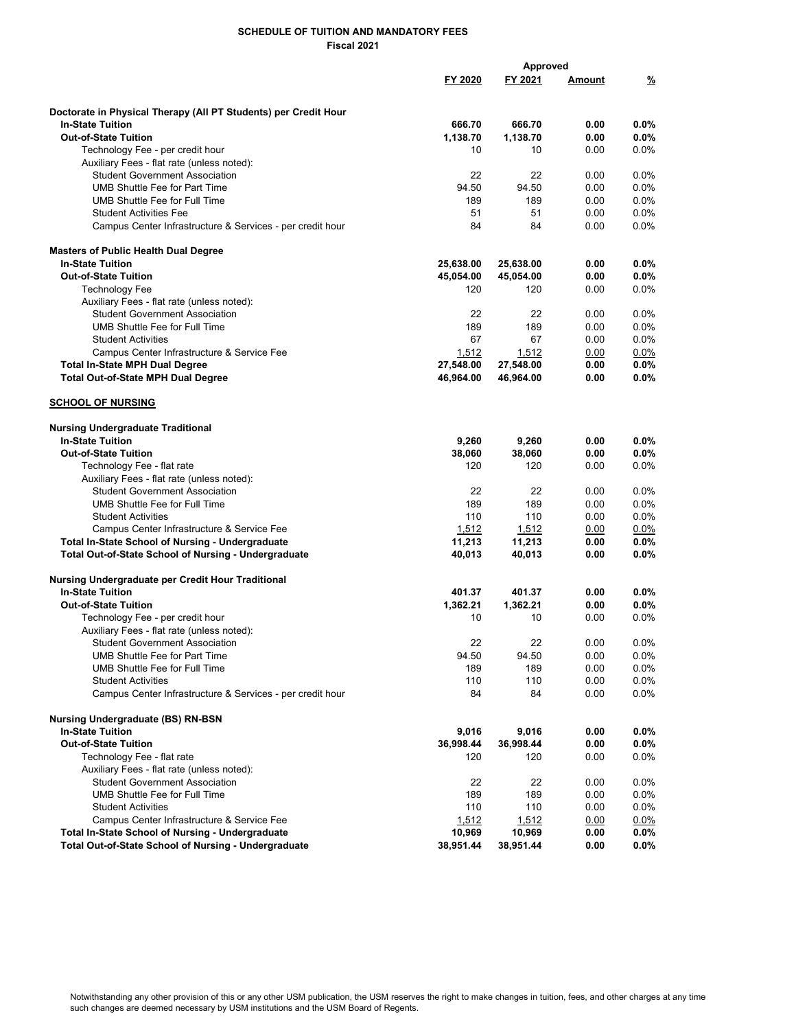**SCHEDULE OF TUITION AND MANDATORY FEES**
**Fiscal 2021**

| | FY 2020 | FY 2021 | Approved Amount | Approved % |
|---|---|---|---|---|
| **Doctorate in Physical Therapy (All PT Students) per Credit Hour** | | | | |
| **In-State Tuition** | **666.70** | **666.70** | **0.00** | **0.0%** |
| **Out-of-State Tuition** | **1,138.70** | **1,138.70** | **0.00** | **0.0%** |
| Technology Fee - per credit hour | 10 | 10 | 0.00 | 0.0% |
| Auxiliary Fees - flat rate (unless noted): | | | | |
| Student Government Association | 22 | 22 | 0.00 | 0.0% |
| UMB Shuttle Fee for Part Time | 94.50 | 94.50 | 0.00 | 0.0% |
| UMB Shuttle Fee for Full Time | 189 | 189 | 0.00 | 0.0% |
| Student Activities Fee | 51 | 51 | 0.00 | 0.0% |
| Campus Center Infrastructure & Services - per credit hour | 84 | 84 | 0.00 | 0.0% |
| **Masters of Public Health Dual Degree** | | | | |
| **In-State Tuition** | **25,638.00** | **25,638.00** | **0.00** | **0.0%** |
| **Out-of-State Tuition** | **45,054.00** | **45,054.00** | **0.00** | **0.0%** |
| Technology Fee | 120 | 120 | 0.00 | 0.0% |
| Auxiliary Fees - flat rate (unless noted): | | | | |
| Student Government Association | 22 | 22 | 0.00 | 0.0% |
| UMB Shuttle Fee for Full Time | 189 | 189 | 0.00 | 0.0% |
| Student Activities | 67 | 67 | 0.00 | 0.0% |
| Campus Center Infrastructure & Service Fee | 1,512 | 1,512 | 0.00 | 0.0% |
| **Total In-State MPH Dual Degree** | **27,548.00** | **27,548.00** | **0.00** | **0.0%** |
| **Total Out-of-State MPH Dual Degree** | **46,964.00** | **46,964.00** | **0.00** | **0.0%** |
| **SCHOOL OF NURSING** | | | | |
| **Nursing Undergraduate Traditional** | | | | |
| **In-State Tuition** | **9,260** | **9,260** | **0.00** | **0.0%** |
| **Out-of-State Tuition** | **38,060** | **38,060** | **0.00** | **0.0%** |
| Technology Fee - flat rate | 120 | 120 | 0.00 | 0.0% |
| Auxiliary Fees - flat rate (unless noted): | | | | |
| Student Government Association | 22 | 22 | 0.00 | 0.0% |
| UMB Shuttle Fee for Full Time | 189 | 189 | 0.00 | 0.0% |
| Student Activities | 110 | 110 | 0.00 | 0.0% |
| Campus Center Infrastructure & Service Fee | 1,512 | 1,512 | 0.00 | 0.0% |
| **Total In-State School of Nursing - Undergraduate** | **11,213** | **11,213** | **0.00** | **0.0%** |
| **Total Out-of-State School of Nursing - Undergraduate** | **40,013** | **40,013** | **0.00** | **0.0%** |
| **Nursing Undergraduate per Credit Hour Traditional** | | | | |
| **In-State Tuition** | **401.37** | **401.37** | **0.00** | **0.0%** |
| **Out-of-State Tuition** | **1,362.21** | **1,362.21** | **0.00** | **0.0%** |
| Technology Fee - per credit hour | 10 | 10 | 0.00 | 0.0% |
| Auxiliary Fees - flat rate (unless noted): | | | | |
| Student Government Association | 22 | 22 | 0.00 | 0.0% |
| UMB Shuttle Fee for Part Time | 94.50 | 94.50 | 0.00 | 0.0% |
| UMB Shuttle Fee for Full Time | 189 | 189 | 0.00 | 0.0% |
| Student Activities | 110 | 110 | 0.00 | 0.0% |
| Campus Center Infrastructure & Services - per credit hour | 84 | 84 | 0.00 | 0.0% |
| **Nursing Undergraduate (BS) RN-BSN** | | | | |
| **In-State Tuition** | **9,016** | **9,016** | **0.00** | **0.0%** |
| **Out-of-State Tuition** | **36,998.44** | **36,998.44** | **0.00** | **0.0%** |
| Technology Fee - flat rate | 120 | 120 | 0.00 | 0.0% |
| Auxiliary Fees - flat rate (unless noted): | | | | |
| Student Government Association | 22 | 22 | 0.00 | 0.0% |
| UMB Shuttle Fee for Full Time | 189 | 189 | 0.00 | 0.0% |
| Student Activities | 110 | 110 | 0.00 | 0.0% |
| Campus Center Infrastructure & Service Fee | 1,512 | 1,512 | 0.00 | 0.0% |
| **Total In-State School of Nursing - Undergraduate** | **10,969** | **10,969** | **0.00** | **0.0%** |
| **Total Out-of-State School of Nursing - Undergraduate** | **38,951.44** | **38,951.44** | **0.00** | **0.0%** |

Notwithstanding any other provision of this or any other USM publication, the USM reserves the right to make changes in tuition, fees, and other charges at any time such changes are deemed necessary by USM institutions and the USM Board of Regents.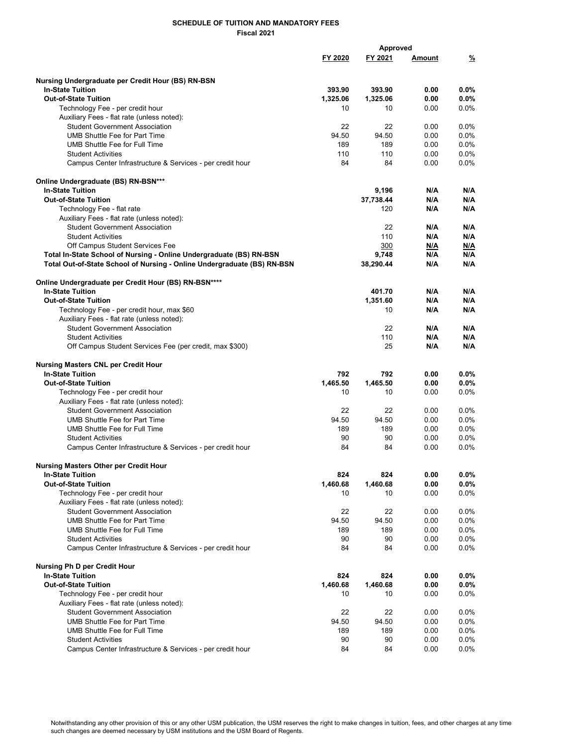**SCHEDULE OF TUITION AND MANDATORY FEES**
**Fiscal 2021**

| | FY 2020 | Approved FY 2021 | Amount | % |
|---|---|---|---|---|
| **Nursing Undergraduate per Credit Hour (BS) RN-BSN** | | | | |
| **In-State Tuition** | **393.90** | **393.90** | **0.00** | **0.0%** |
| **Out-of-State Tuition** | **1,325.06** | **1,325.06** | **0.00** | **0.0%** |
| Technology Fee - per credit hour | 10 | 10 | 0.00 | 0.0% |
| Auxiliary Fees - flat rate (unless noted): | | | | |
| Student Government Association | 22 | 22 | 0.00 | 0.0% |
| UMB Shuttle Fee for Part Time | 94.50 | 94.50 | 0.00 | 0.0% |
| UMB Shuttle Fee for Full Time | 189 | 189 | 0.00 | 0.0% |
| Student Activities | 110 | 110 | 0.00 | 0.0% |
| Campus Center Infrastructure & Services - per credit hour | 84 | 84 | 0.00 | 0.0% |
| **Online Undergraduate (BS) RN-BSN*** | | | | |
| **In-State Tuition** | | **9,196** | **N/A** | **N/A** |
| **Out-of-State Tuition** | | **37,738.44** | **N/A** | **N/A** |
| Technology Fee - flat rate | | 120 | **N/A** | **N/A** |
| Auxiliary Fees - flat rate (unless noted): | | | | |
| Student Government Association | | 22 | **N/A** | **N/A** |
| Student Activities | | 110 | **N/A** | **N/A** |
| Off Campus Student Services Fee | | 300 | **N/A** | **N/A** |
| **Total In-State School of Nursing - Online Undergraduate (BS) RN-BSN** | | **9,748** | **N/A** | **N/A** |
| **Total Out-of-State School of Nursing - Online Undergraduate (BS) RN-BSN** | | **38,290.44** | **N/A** | **N/A** |
| **Online Undergraduate per Credit Hour (BS) RN-BSN**** | | | | |
| **In-State Tuition** | | **401.70** | **N/A** | **N/A** |
| **Out-of-State Tuition** | | **1,351.60** | **N/A** | **N/A** |
| Technology Fee - per credit hour, max $60 | | 10 | **N/A** | **N/A** |
| Auxiliary Fees - flat rate (unless noted): | | | | |
| Student Government Association | | 22 | **N/A** | **N/A** |
| Student Activities | | 110 | **N/A** | **N/A** |
| Off Campus Student Services Fee (per credit, max $300) | | 25 | **N/A** | **N/A** |
| **Nursing Masters CNL per Credit Hour** | | | | |
| **In-State Tuition** | **792** | **792** | **0.00** | **0.0%** |
| **Out-of-State Tuition** | **1,465.50** | **1,465.50** | **0.00** | **0.0%** |
| Technology Fee - per credit hour | 10 | 10 | 0.00 | 0.0% |
| Auxiliary Fees - flat rate (unless noted): | | | | |
| Student Government Association | 22 | 22 | 0.00 | 0.0% |
| UMB Shuttle Fee for Part Time | 94.50 | 94.50 | 0.00 | 0.0% |
| UMB Shuttle Fee for Full Time | 189 | 189 | 0.00 | 0.0% |
| Student Activities | 90 | 90 | 0.00 | 0.0% |
| Campus Center Infrastructure & Services - per credit hour | 84 | 84 | 0.00 | 0.0% |
| **Nursing Masters Other per Credit Hour** | | | | |
| **In-State Tuition** | **824** | **824** | **0.00** | **0.0%** |
| **Out-of-State Tuition** | **1,460.68** | **1,460.68** | **0.00** | **0.0%** |
| Technology Fee - per credit hour | 10 | 10 | 0.00 | 0.0% |
| Auxiliary Fees - flat rate (unless noted): | | | | |
| Student Government Association | 22 | 22 | 0.00 | 0.0% |
| UMB Shuttle Fee for Part Time | 94.50 | 94.50 | 0.00 | 0.0% |
| UMB Shuttle Fee for Full Time | 189 | 189 | 0.00 | 0.0% |
| Student Activities | 90 | 90 | 0.00 | 0.0% |
| Campus Center Infrastructure & Services - per credit hour | 84 | 84 | 0.00 | 0.0% |
| **Nursing Ph D per Credit Hour** | | | | |
| **In-State Tuition** | **824** | **824** | **0.00** | **0.0%** |
| **Out-of-State Tuition** | **1,460.68** | **1,460.68** | **0.00** | **0.0%** |
| Technology Fee - per credit hour | 10 | 10 | 0.00 | 0.0% |
| Auxiliary Fees - flat rate (unless noted): | | | | |
| Student Government Association | 22 | 22 | 0.00 | 0.0% |
| UMB Shuttle Fee for Part Time | 94.50 | 94.50 | 0.00 | 0.0% |
| UMB Shuttle Fee for Full Time | 189 | 189 | 0.00 | 0.0% |
| Student Activities | 90 | 90 | 0.00 | 0.0% |
| Campus Center Infrastructure & Services - per credit hour | 84 | 84 | 0.00 | 0.0% |

Notwithstanding any other provision of this or any other USM publication, the USM reserves the right to make changes in tuition, fees, and other charges at any time such changes are deemed necessary by USM institutions and the USM Board of Regents.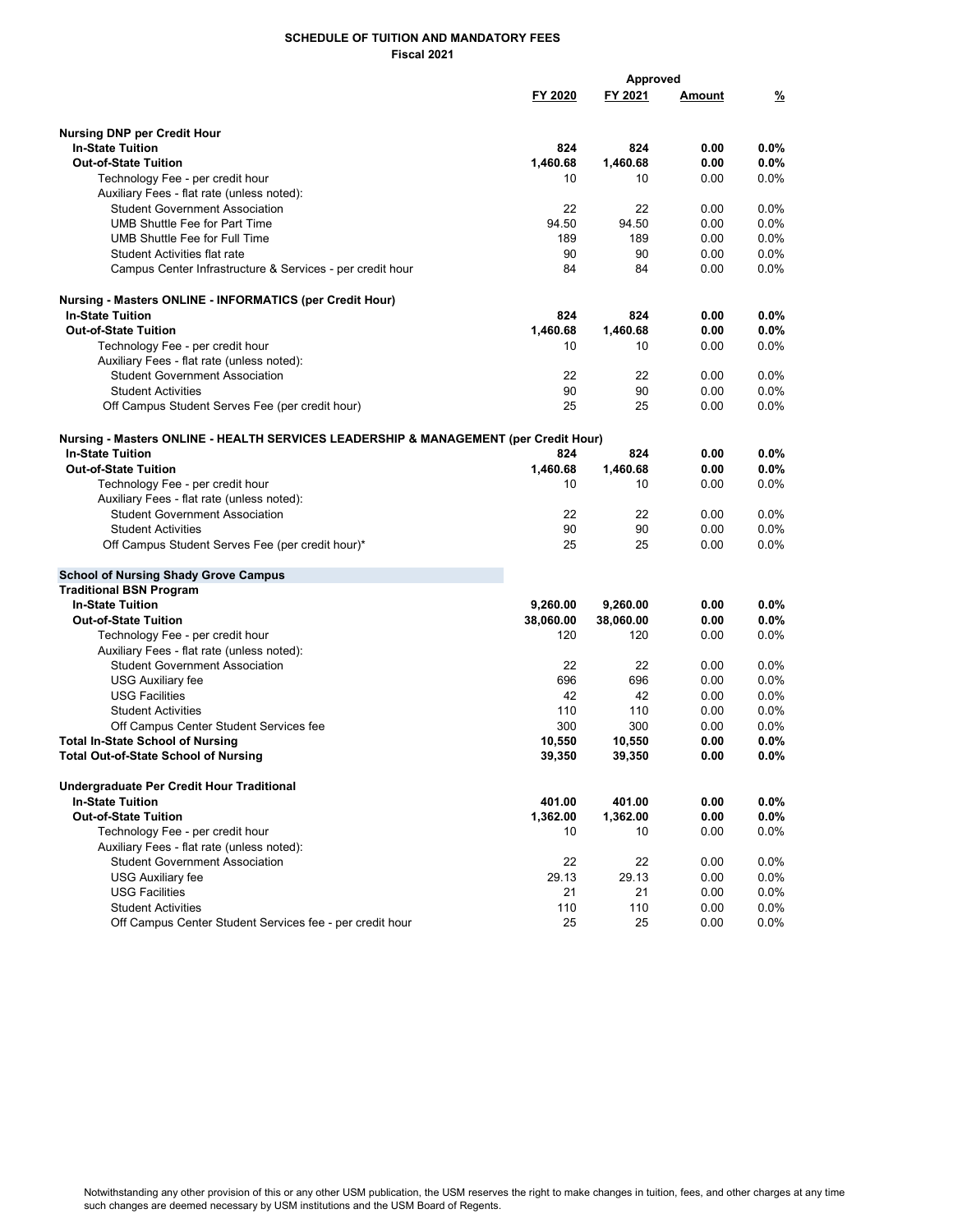**SCHEDULE OF TUITION AND MANDATORY FEES**
**Fiscal 2021**

| | FY 2020 | FY 2021 | Approved Amount | % |
|---|---|---|---|---|
| **Nursing DNP per Credit Hour** | | | | |
| **In-State Tuition** | **824** | **824** | **0.00** | **0.0%** |
| **Out-of-State Tuition** | **1,460.68** | **1,460.68** | **0.00** | **0.0%** |
| Technology Fee - per credit hour | 10 | 10 | 0.00 | 0.0% |
| Auxiliary Fees - flat rate (unless noted): | | | | |
| Student Government Association | 22 | 22 | 0.00 | 0.0% |
| UMB Shuttle Fee for Part Time | 94.50 | 94.50 | 0.00 | 0.0% |
| UMB Shuttle Fee for Full Time | 189 | 189 | 0.00 | 0.0% |
| Student Activities flat rate | 90 | 90 | 0.00 | 0.0% |
| Campus Center Infrastructure & Services - per credit hour | 84 | 84 | 0.00 | 0.0% |
| **Nursing - Masters ONLINE - INFORMATICS (per Credit Hour)** | | | | |
| **In-State Tuition** | **824** | **824** | **0.00** | **0.0%** |
| **Out-of-State Tuition** | **1,460.68** | **1,460.68** | **0.00** | **0.0%** |
| Technology Fee - per credit hour | 10 | 10 | 0.00 | 0.0% |
| Auxiliary Fees - flat rate (unless noted): | | | | |
| Student Government Association | 22 | 22 | 0.00 | 0.0% |
| Student Activities | 90 | 90 | 0.00 | 0.0% |
| Off Campus Student Serves Fee (per credit hour) | 25 | 25 | 0.00 | 0.0% |
| **Nursing - Masters ONLINE - HEALTH SERVICES LEADERSHIP & MANAGEMENT (per Credit Hour)** | | | | |
| **In-State Tuition** | **824** | **824** | **0.00** | **0.0%** |
| **Out-of-State Tuition** | **1,460.68** | **1,460.68** | **0.00** | **0.0%** |
| Technology Fee - per credit hour | 10 | 10 | 0.00 | 0.0% |
| Auxiliary Fees - flat rate (unless noted): | | | | |
| Student Government Association | 22 | 22 | 0.00 | 0.0% |
| Student Activities | 90 | 90 | 0.00 | 0.0% |
| Off Campus Student Serves Fee (per credit hour)* | 25 | 25 | 0.00 | 0.0% |
| **School of Nursing Shady Grove Campus** | | | | |
| **Traditional BSN Program** | | | | |
| **In-State Tuition** | **9,260.00** | **9,260.00** | **0.00** | **0.0%** |
| **Out-of-State Tuition** | **38,060.00** | **38,060.00** | **0.00** | **0.0%** |
| Technology Fee - per credit hour | 120 | 120 | 0.00 | 0.0% |
| Auxiliary Fees - flat rate (unless noted): | | | | |
| Student Government Association | 22 | 22 | 0.00 | 0.0% |
| USG Auxiliary fee | 696 | 696 | 0.00 | 0.0% |
| USG Facilities | 42 | 42 | 0.00 | 0.0% |
| Student Activities | 110 | 110 | 0.00 | 0.0% |
| Off Campus Center Student Services fee | 300 | 300 | 0.00 | 0.0% |
| **Total In-State School of Nursing** | **10,550** | **10,550** | **0.00** | **0.0%** |
| **Total Out-of-State School of Nursing** | **39,350** | **39,350** | **0.00** | **0.0%** |
| **Undergraduate Per Credit Hour Traditional** | | | | |
| **In-State Tuition** | **401.00** | **401.00** | **0.00** | **0.0%** |
| **Out-of-State Tuition** | **1,362.00** | **1,362.00** | **0.00** | **0.0%** |
| Technology Fee - per credit hour | 10 | 10 | 0.00 | 0.0% |
| Auxiliary Fees - flat rate (unless noted): | | | | |
| Student Government Association | 22 | 22 | 0.00 | 0.0% |
| USG Auxiliary fee | 29.13 | 29.13 | 0.00 | 0.0% |
| USG Facilities | 21 | 21 | 0.00 | 0.0% |
| Student Activities | 110 | 110 | 0.00 | 0.0% |
| Off Campus Center Student Services fee - per credit hour | 25 | 25 | 0.00 | 0.0% |

Notwithstanding any other provision of this or any other USM publication, the USM reserves the right to make changes in tuition, fees, and other charges at any time such changes are deemed necessary by USM institutions and the USM Board of Regents.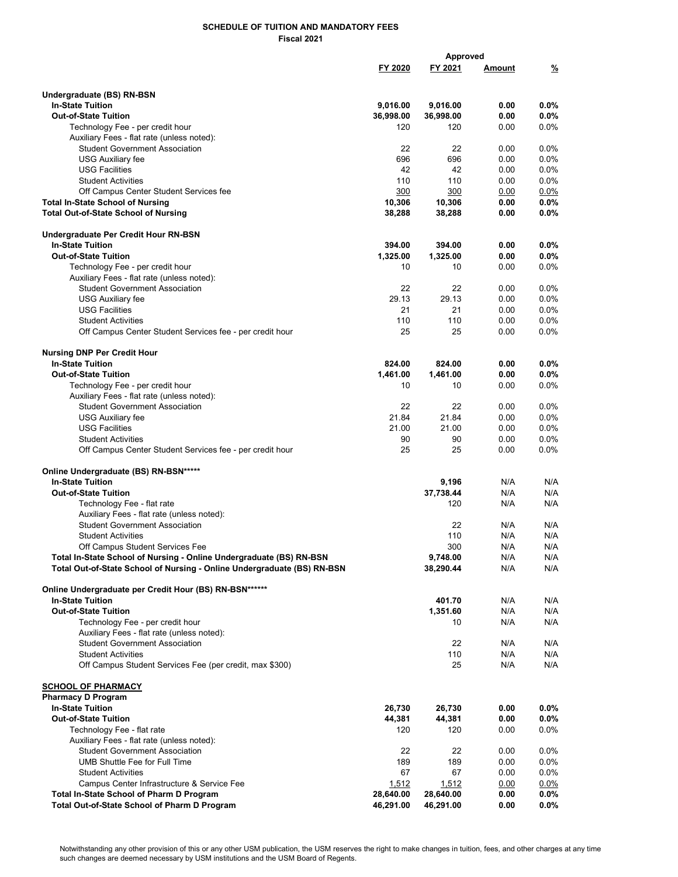**SCHEDULE OF TUITION AND MANDATORY FEES**
**Fiscal 2021**

| | FY 2020 | FY 2021 | Approved Amount | Approved % |
|---|---|---|---|---|
| **Undergraduate (BS) RN-BSN** | | | | |
| **In-State Tuition** | **9,016.00** | **9,016.00** | **0.00** | **0.0%** |
| **Out-of-State Tuition** | **36,998.00** | **36,998.00** | **0.00** | **0.0%** |
| Technology Fee - per credit hour | 120 | 120 | 0.00 | 0.0% |
| Auxiliary Fees - flat rate (unless noted): | | | | |
| Student Government Association | 22 | 22 | 0.00 | 0.0% |
| USG Auxiliary fee | 696 | 696 | 0.00 | 0.0% |
| USG Facilities | 42 | 42 | 0.00 | 0.0% |
| Student Activities | 110 | 110 | 0.00 | 0.0% |
| Off Campus Center Student Services fee | 300 | 300 | 0.00 | 0.0% |
| **Total In-State School of Nursing** | **10,306** | **10,306** | **0.00** | **0.0%** |
| **Total Out-of-State School of Nursing** | **38,288** | **38,288** | **0.00** | **0.0%** |
| | | | | |
| **Undergraduate Per Credit Hour RN-BSN** | | | | |
| **In-State Tuition** | **394.00** | **394.00** | **0.00** | **0.0%** |
| **Out-of-State Tuition** | **1,325.00** | **1,325.00** | **0.00** | **0.0%** |
| Technology Fee - per credit hour | 10 | 10 | 0.00 | 0.0% |
| Auxiliary Fees - flat rate (unless noted): | | | | |
| Student Government Association | 22 | 22 | 0.00 | 0.0% |
| USG Auxiliary fee | 29.13 | 29.13 | 0.00 | 0.0% |
| USG Facilities | 21 | 21 | 0.00 | 0.0% |
| Student Activities | 110 | 110 | 0.00 | 0.0% |
| Off Campus Center Student Services fee - per credit hour | 25 | 25 | 0.00 | 0.0% |
| | | | | |
| **Nursing DNP Per Credit Hour** | | | | |
| **In-State Tuition** | **824.00** | **824.00** | **0.00** | **0.0%** |
| **Out-of-State Tuition** | **1,461.00** | **1,461.00** | **0.00** | **0.0%** |
| Technology Fee - per credit hour | 10 | 10 | 0.00 | 0.0% |
| Auxiliary Fees - flat rate (unless noted): | | | | |
| Student Government Association | 22 | 22 | 0.00 | 0.0% |
| USG Auxiliary fee | 21.84 | 21.84 | 0.00 | 0.0% |
| USG Facilities | 21.00 | 21.00 | 0.00 | 0.0% |
| Student Activities | 90 | 90 | 0.00 | 0.0% |
| Off Campus Center Student Services fee - per credit hour | 25 | 25 | 0.00 | 0.0% |
| | | | | |
| **Online Undergraduate (BS) RN-BSN*\*\*\*\*** | | | | |
| **In-State Tuition** | | **9,196** | N/A | N/A |
| **Out-of-State Tuition** | | **37,738.44** | N/A | N/A |
| Technology Fee - flat rate | | 120 | N/A | N/A |
| Auxiliary Fees - flat rate (unless noted): | | | | |
| Student Government Association | | 22 | N/A | N/A |
| Student Activities | | 110 | N/A | N/A |
| Off Campus Student Services Fee | | 300 | N/A | N/A |
| **Total In-State School of Nursing - Online Undergraduate (BS) RN-BSN** | | **9,748.00** | N/A | N/A |
| **Total Out-of-State School of Nursing - Online Undergraduate (BS) RN-BSN** | | **38,290.44** | N/A | N/A |
| | | | | |
| **Online Undergraduate per Credit Hour (BS) RN-BSN*\*\*\*\*\*** | | | | |
| **In-State Tuition** | | **401.70** | N/A | N/A |
| **Out-of-State Tuition** | | **1,351.60** | N/A | N/A |
| Technology Fee - per credit hour | | 10 | N/A | N/A |
| Auxiliary Fees - flat rate (unless noted): | | | | |
| Student Government Association | | 22 | N/A | N/A |
| Student Activities | | 110 | N/A | N/A |
| Off Campus Student Services Fee (per credit, max $300) | | 25 | N/A | N/A |
| | | | | |
| **SCHOOL OF PHARMACY** | | | | |
| **Pharmacy D Program** | | | | |
| **In-State Tuition** | **26,730** | **26,730** | **0.00** | **0.0%** |
| **Out-of-State Tuition** | **44,381** | **44,381** | **0.00** | **0.0%** |
| Technology Fee - flat rate | 120 | 120 | 0.00 | 0.0% |
| Auxiliary Fees - flat rate (unless noted): | | | | |
| Student Government Association | 22 | 22 | 0.00 | 0.0% |
| UMB Shuttle Fee for Full Time | 189 | 189 | 0.00 | 0.0% |
| Student Activities | 67 | 67 | 0.00 | 0.0% |
| Campus Center Infrastructure & Service Fee | 1,512 | 1,512 | 0.00 | 0.0% |
| **Total In-State School of Pharm D Program** | **28,640.00** | **28,640.00** | **0.00** | **0.0%** |
| **Total Out-of-State School of Pharm D Program** | **46,291.00** | **46,291.00** | **0.00** | **0.0%** |

Notwithstanding any other provision of this or any other USM publication, the USM reserves the right to make changes in tuition, fees, and other charges at any time such changes are deemed necessary by USM institutions and the USM Board of Regents.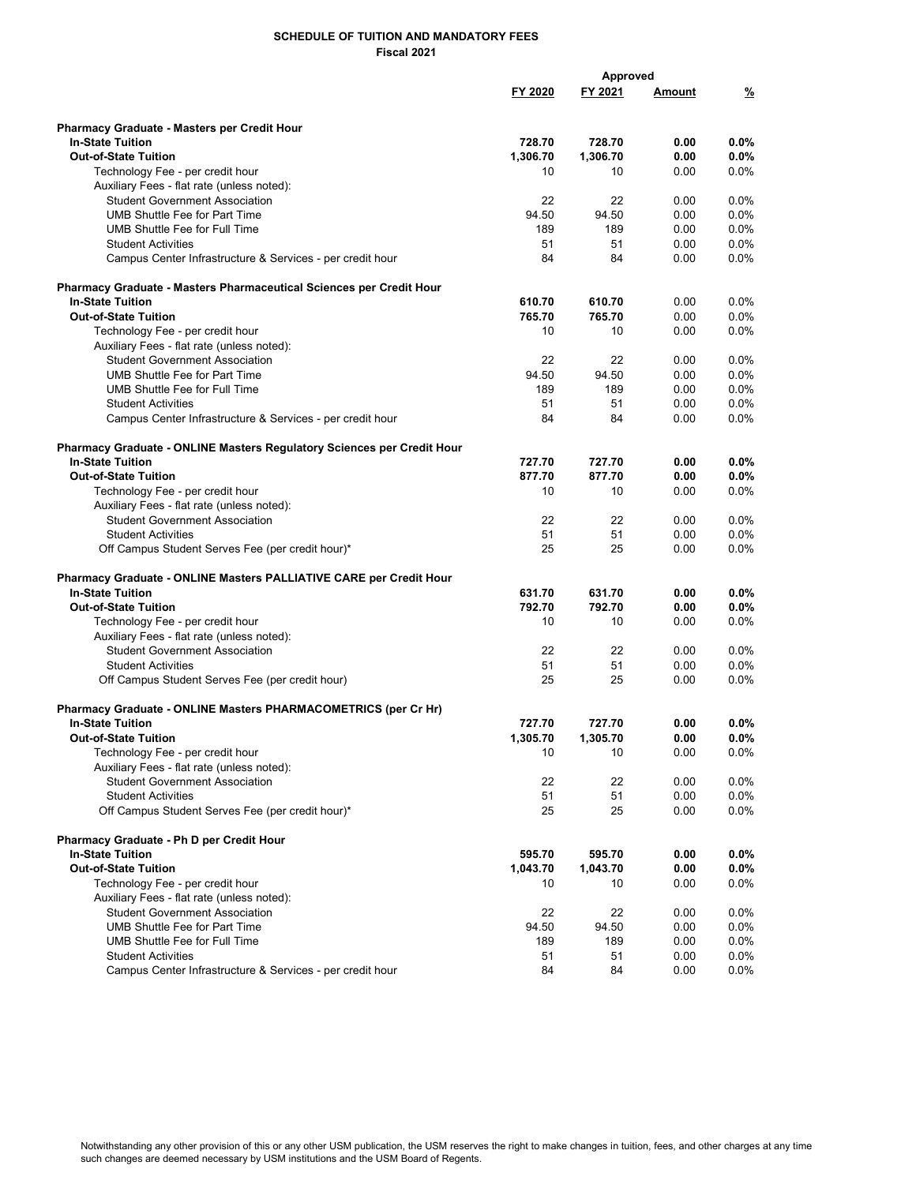**SCHEDULE OF TUITION AND MANDATORY FEES**
**Fiscal 2021**

| | FY 2020 | FY 2021 | Approved Amount | Approved % |
|---|---|---|---|---|
| **Pharmacy Graduate - Masters per Credit Hour** | | | | |
| **In-State Tuition** | **728.70** | **728.70** | **0.00** | **0.0%** |
| **Out-of-State Tuition** | **1,306.70** | **1,306.70** | **0.00** | **0.0%** |
| Technology Fee - per credit hour | 10 | 10 | 0.00 | 0.0% |
| Auxiliary Fees - flat rate (unless noted): | | | | |
| Student Government Association | 22 | 22 | 0.00 | 0.0% |
| UMB Shuttle Fee for Part Time | 94.50 | 94.50 | 0.00 | 0.0% |
| UMB Shuttle Fee for Full Time | 189 | 189 | 0.00 | 0.0% |
| Student Activities | 51 | 51 | 0.00 | 0.0% |
| Campus Center Infrastructure & Services - per credit hour | 84 | 84 | 0.00 | 0.0% |
| **Pharmacy Graduate - Masters Pharmaceutical Sciences per Credit Hour** | | | | |
| **In-State Tuition** | **610.70** | **610.70** | 0.00 | 0.0% |
| **Out-of-State Tuition** | **765.70** | **765.70** | 0.00 | 0.0% |
| Technology Fee - per credit hour | 10 | 10 | 0.00 | 0.0% |
| Auxiliary Fees - flat rate (unless noted): | | | | |
| Student Government Association | 22 | 22 | 0.00 | 0.0% |
| UMB Shuttle Fee for Part Time | 94.50 | 94.50 | 0.00 | 0.0% |
| UMB Shuttle Fee for Full Time | 189 | 189 | 0.00 | 0.0% |
| Student Activities | 51 | 51 | 0.00 | 0.0% |
| Campus Center Infrastructure & Services - per credit hour | 84 | 84 | 0.00 | 0.0% |
| **Pharmacy Graduate - ONLINE Masters Regulatory Sciences per Credit Hour** | | | | |
| **In-State Tuition** | **727.70** | **727.70** | **0.00** | **0.0%** |
| **Out-of-State Tuition** | **877.70** | **877.70** | **0.00** | **0.0%** |
| Technology Fee - per credit hour | 10 | 10 | 0.00 | 0.0% |
| Auxiliary Fees - flat rate (unless noted): | | | | |
| Student Government Association | 22 | 22 | 0.00 | 0.0% |
| Student Activities | 51 | 51 | 0.00 | 0.0% |
| Off Campus Student Serves Fee (per credit hour)* | 25 | 25 | 0.00 | 0.0% |
| **Pharmacy Graduate - ONLINE Masters PALLIATIVE CARE per Credit Hour** | | | | |
| **In-State Tuition** | **631.70** | **631.70** | **0.00** | **0.0%** |
| **Out-of-State Tuition** | **792.70** | **792.70** | **0.00** | **0.0%** |
| Technology Fee - per credit hour | 10 | 10 | 0.00 | 0.0% |
| Auxiliary Fees - flat rate (unless noted): | | | | |
| Student Government Association | 22 | 22 | 0.00 | 0.0% |
| Student Activities | 51 | 51 | 0.00 | 0.0% |
| Off Campus Student Serves Fee (per credit hour) | 25 | 25 | 0.00 | 0.0% |
| **Pharmacy Graduate - ONLINE Masters PHARMACOMETRICS (per Cr Hr)** | | | | |
| **In-State Tuition** | **727.70** | **727.70** | **0.00** | **0.0%** |
| **Out-of-State Tuition** | **1,305.70** | **1,305.70** | **0.00** | **0.0%** |
| Technology Fee - per credit hour | 10 | 10 | 0.00 | 0.0% |
| Auxiliary Fees - flat rate (unless noted): | | | | |
| Student Government Association | 22 | 22 | 0.00 | 0.0% |
| Student Activities | 51 | 51 | 0.00 | 0.0% |
| Off Campus Student Serves Fee (per credit hour)* | 25 | 25 | 0.00 | 0.0% |
| **Pharmacy Graduate - Ph D per Credit Hour** | | | | |
| **In-State Tuition** | **595.70** | **595.70** | **0.00** | **0.0%** |
| **Out-of-State Tuition** | **1,043.70** | **1,043.70** | **0.00** | **0.0%** |
| Technology Fee - per credit hour | 10 | 10 | 0.00 | 0.0% |
| Auxiliary Fees - flat rate (unless noted): | | | | |
| Student Government Association | 22 | 22 | 0.00 | 0.0% |
| UMB Shuttle Fee for Part Time | 94.50 | 94.50 | 0.00 | 0.0% |
| UMB Shuttle Fee for Full Time | 189 | 189 | 0.00 | 0.0% |
| Student Activities | 51 | 51 | 0.00 | 0.0% |
| Campus Center Infrastructure & Services - per credit hour | 84 | 84 | 0.00 | 0.0% |

Notwithstanding any other provision of this or any other USM publication, the USM reserves the right to make changes in tuition, fees, and other charges at any time such changes are deemed necessary by USM institutions and the USM Board of Regents.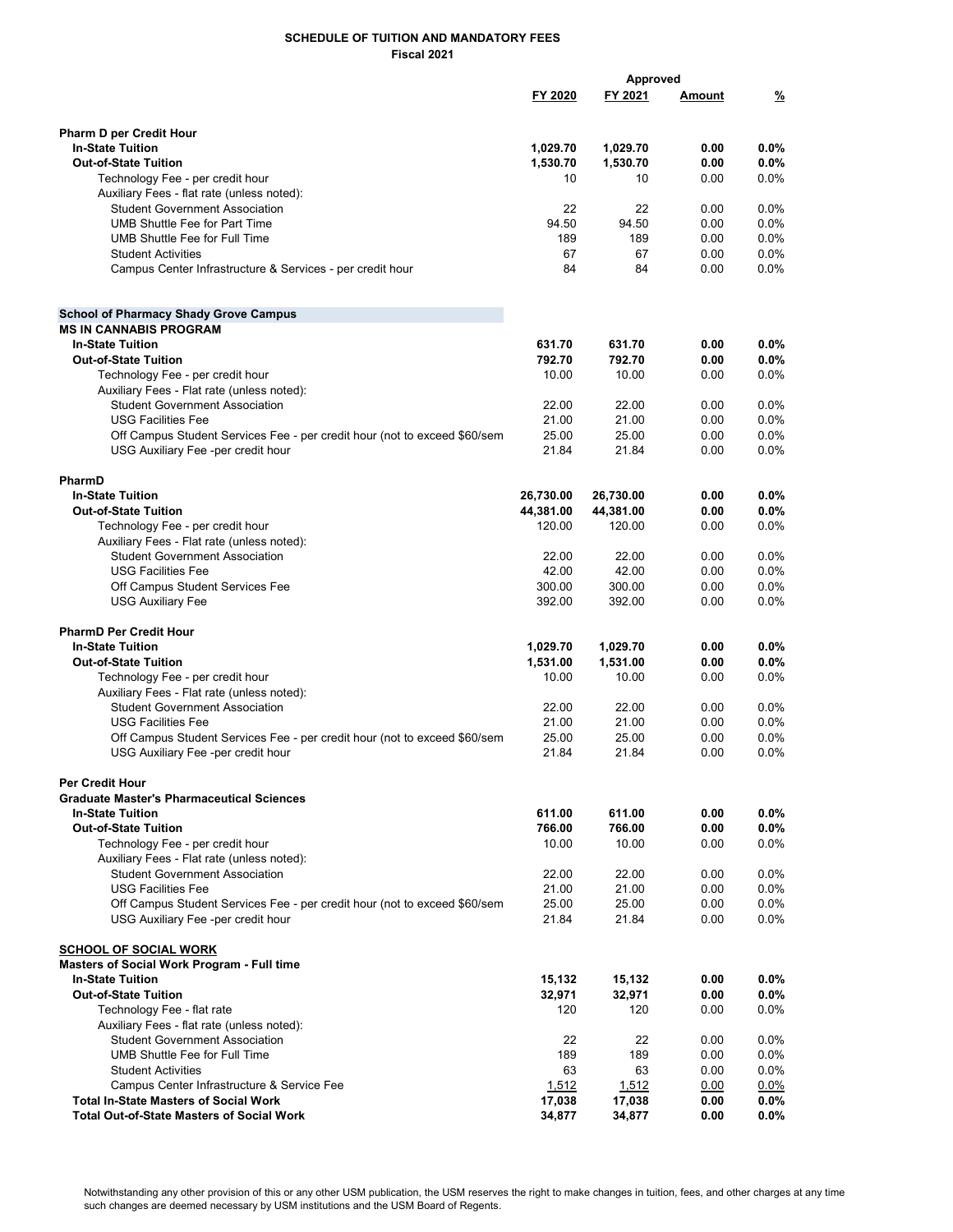**SCHEDULE OF TUITION AND MANDATORY FEES**
**Fiscal 2021**

| | FY 2020 | FY 2021 | Approved Amount | Approved % |
|---|---|---|---|---|
| **Pharm D per Credit Hour** | | | | |
| **In-State Tuition** | **1,029.70** | **1,029.70** | **0.00** | **0.0%** |
| **Out-of-State Tuition** | **1,530.70** | **1,530.70** | **0.00** | **0.0%** |
| Technology Fee - per credit hour | 10 | 10 | 0.00 | 0.0% |
| Auxiliary Fees - flat rate (unless noted): | | | | |
| Student Government Association | 22 | 22 | 0.00 | 0.0% |
| UMB Shuttle Fee for Part Time | 94.50 | 94.50 | 0.00 | 0.0% |
| UMB Shuttle Fee for Full Time | 189 | 189 | 0.00 | 0.0% |
| Student Activities | 67 | 67 | 0.00 | 0.0% |
| Campus Center Infrastructure & Services - per credit hour | 84 | 84 | 0.00 | 0.0% |
| | | | | |
| **School of Pharmacy Shady Grove Campus** | | | | |
| **MS IN CANNABIS PROGRAM** | | | | |
| **In-State Tuition** | **631.70** | **631.70** | **0.00** | **0.0%** |
| **Out-of-State Tuition** | **792.70** | **792.70** | **0.00** | **0.0%** |
| Technology Fee - per credit hour | 10.00 | 10.00 | 0.00 | 0.0% |
| Auxiliary Fees - Flat rate (unless noted): | | | | |
| Student Government Association | 22.00 | 22.00 | 0.00 | 0.0% |
| USG Facilities Fee | 21.00 | 21.00 | 0.00 | 0.0% |
| Off Campus Student Services Fee - per credit hour (not to exceed $60/sem | 25.00 | 25.00 | 0.00 | 0.0% |
| USG Auxiliary Fee -per credit hour | 21.84 | 21.84 | 0.00 | 0.0% |
| | | | | |
| **PharmD** | | | | |
| **In-State Tuition** | **26,730.00** | **26,730.00** | **0.00** | **0.0%** |
| **Out-of-State Tuition** | **44,381.00** | **44,381.00** | **0.00** | **0.0%** |
| Technology Fee - per credit hour | 120.00 | 120.00 | 0.00 | 0.0% |
| Auxiliary Fees - Flat rate (unless noted): | | | | |
| Student Government Association | 22.00 | 22.00 | 0.00 | 0.0% |
| USG Facilities Fee | 42.00 | 42.00 | 0.00 | 0.0% |
| Off Campus Student Services Fee | 300.00 | 300.00 | 0.00 | 0.0% |
| USG Auxiliary Fee | 392.00 | 392.00 | 0.00 | 0.0% |
| | | | | |
| **PharmD Per Credit Hour** | | | | |
| **In-State Tuition** | **1,029.70** | **1,029.70** | **0.00** | **0.0%** |
| **Out-of-State Tuition** | **1,531.00** | **1,531.00** | **0.00** | **0.0%** |
| Technology Fee - per credit hour | 10.00 | 10.00 | 0.00 | 0.0% |
| Auxiliary Fees - Flat rate (unless noted): | | | | |
| Student Government Association | 22.00 | 22.00 | 0.00 | 0.0% |
| USG Facilities Fee | 21.00 | 21.00 | 0.00 | 0.0% |
| Off Campus Student Services Fee - per credit hour (not to exceed $60/sem | 25.00 | 25.00 | 0.00 | 0.0% |
| USG Auxiliary Fee -per credit hour | 21.84 | 21.84 | 0.00 | 0.0% |
| | | | | |
| **Per Credit Hour** | | | | |
| **Graduate Master's Pharmaceutical Sciences** | | | | |
| **In-State Tuition** | **611.00** | **611.00** | **0.00** | **0.0%** |
| **Out-of-State Tuition** | **766.00** | **766.00** | **0.00** | **0.0%** |
| Technology Fee - per credit hour | 10.00 | 10.00 | 0.00 | 0.0% |
| Auxiliary Fees - Flat rate (unless noted): | | | | |
| Student Government Association | 22.00 | 22.00 | 0.00 | 0.0% |
| USG Facilities Fee | 21.00 | 21.00 | 0.00 | 0.0% |
| Off Campus Student Services Fee - per credit hour (not to exceed $60/sem | 25.00 | 25.00 | 0.00 | 0.0% |
| USG Auxiliary Fee -per credit hour | 21.84 | 21.84 | 0.00 | 0.0% |
| | | | | |
| **SCHOOL OF SOCIAL WORK** | | | | |
| **Masters of Social Work Program - Full time** | | | | |
| **In-State Tuition** | **15,132** | **15,132** | **0.00** | **0.0%** |
| **Out-of-State Tuition** | **32,971** | **32,971** | **0.00** | **0.0%** |
| Technology Fee - flat rate | 120 | 120 | 0.00 | 0.0% |
| Auxiliary Fees - flat rate (unless noted): | | | | |
| Student Government Association | 22 | 22 | 0.00 | 0.0% |
| UMB Shuttle Fee for Full Time | 189 | 189 | 0.00 | 0.0% |
| Student Activities | 63 | 63 | 0.00 | 0.0% |
| Campus Center Infrastructure & Service Fee | 1,512 | 1,512 | 0.00 | 0.0% |
| **Total In-State Masters of Social Work** | **17,038** | **17,038** | **0.00** | **0.0%** |
| **Total Out-of-State Masters of Social Work** | **34,877** | **34,877** | **0.00** | **0.0%** |

Notwithstanding any other provision of this or any other USM publication, the USM reserves the right to make changes in tuition, fees, and other charges at any time such changes are deemed necessary by USM institutions and the USM Board of Regents.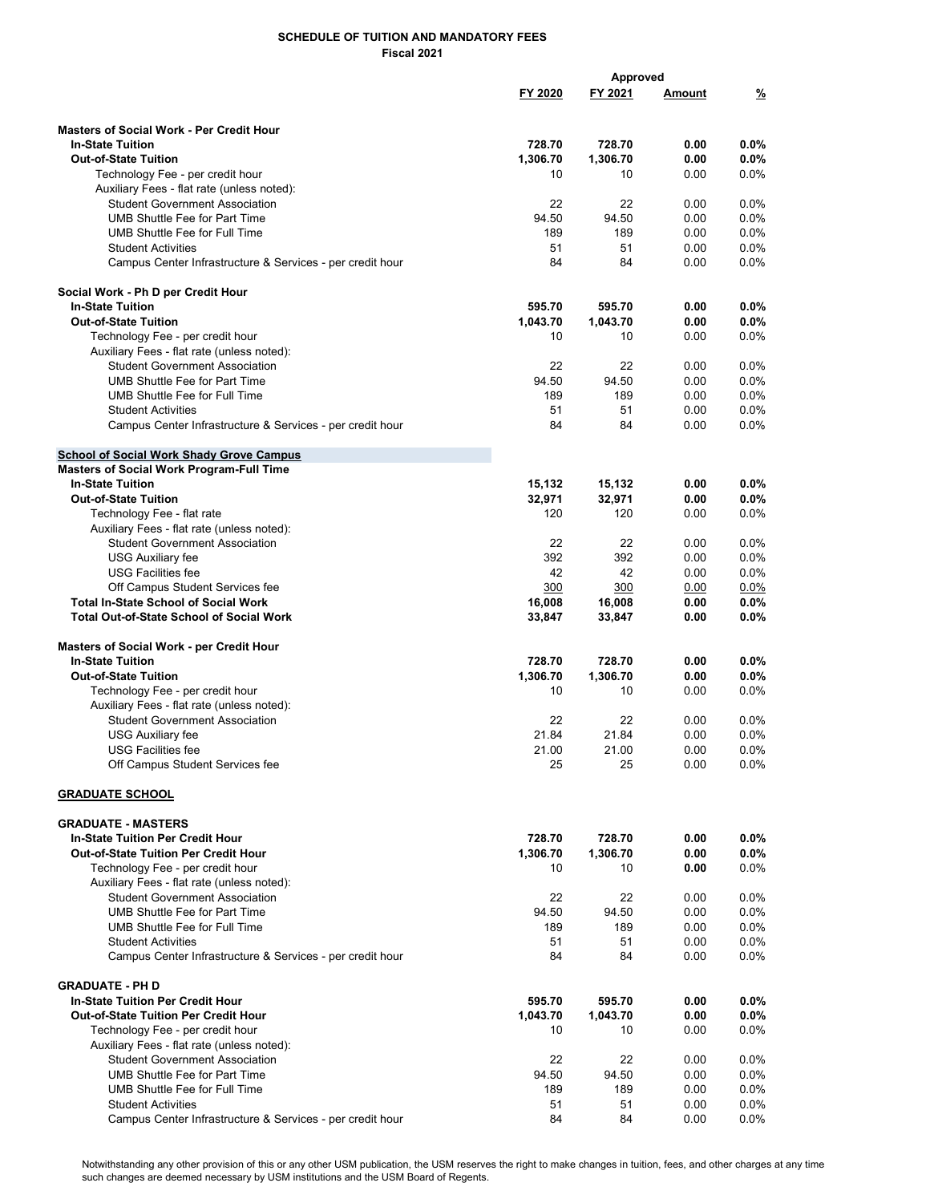**SCHEDULE OF TUITION AND MANDATORY FEES**
**Fiscal 2021**

| | FY 2020 | FY 2021 | Approved Amount | % |
|---|---|---|---|---|
| **Masters of Social Work - Per Credit Hour** | | | | |
| **In-State Tuition** | **728.70** | **728.70** | **0.00** | **0.0%** |
| **Out-of-State Tuition** | **1,306.70** | **1,306.70** | **0.00** | **0.0%** |
| Technology Fee - per credit hour | 10 | 10 | 0.00 | 0.0% |
| Auxiliary Fees - flat rate (unless noted): | | | | |
| Student Government Association | 22 | 22 | 0.00 | 0.0% |
| UMB Shuttle Fee for Part Time | 94.50 | 94.50 | 0.00 | 0.0% |
| UMB Shuttle Fee for Full Time | 189 | 189 | 0.00 | 0.0% |
| Student Activities | 51 | 51 | 0.00 | 0.0% |
| Campus Center Infrastructure & Services - per credit hour | 84 | 84 | 0.00 | 0.0% |
| **Social Work - Ph D per Credit Hour** | | | | |
| **In-State Tuition** | **595.70** | **595.70** | **0.00** | **0.0%** |
| **Out-of-State Tuition** | **1,043.70** | **1,043.70** | **0.00** | **0.0%** |
| Technology Fee - per credit hour | 10 | 10 | 0.00 | 0.0% |
| Auxiliary Fees - flat rate (unless noted): | | | | |
| Student Government Association | 22 | 22 | 0.00 | 0.0% |
| UMB Shuttle Fee for Part Time | 94.50 | 94.50 | 0.00 | 0.0% |
| UMB Shuttle Fee for Full Time | 189 | 189 | 0.00 | 0.0% |
| Student Activities | 51 | 51 | 0.00 | 0.0% |
| Campus Center Infrastructure & Services - per credit hour | 84 | 84 | 0.00 | 0.0% |
| **School of Social Work Shady Grove Campus** | | | | |
| **Masters of Social Work Program-Full Time** | | | | |
| **In-State Tuition** | **15,132** | **15,132** | **0.00** | **0.0%** |
| **Out-of-State Tuition** | **32,971** | **32,971** | **0.00** | **0.0%** |
| Technology Fee - flat rate | 120 | 120 | 0.00 | 0.0% |
| Auxiliary Fees - flat rate (unless noted): | | | | |
| Student Government Association | 22 | 22 | 0.00 | 0.0% |
| USG Auxiliary fee | 392 | 392 | 0.00 | 0.0% |
| USG Facilities fee | 42 | 42 | 0.00 | 0.0% |
| Off Campus Student Services fee | 300 | 300 | 0.00 | 0.0% |
| **Total In-State School of Social Work** | **16,008** | **16,008** | **0.00** | **0.0%** |
| **Total Out-of-State School of Social Work** | **33,847** | **33,847** | **0.00** | **0.0%** |
| **Masters of Social Work - per Credit Hour** | | | | |
| **In-State Tuition** | **728.70** | **728.70** | **0.00** | **0.0%** |
| **Out-of-State Tuition** | **1,306.70** | **1,306.70** | **0.00** | **0.0%** |
| Technology Fee - per credit hour | 10 | 10 | 0.00 | 0.0% |
| Auxiliary Fees - flat rate (unless noted): | | | | |
| Student Government Association | 22 | 22 | 0.00 | 0.0% |
| USG Auxiliary fee | 21.84 | 21.84 | 0.00 | 0.0% |
| USG Facilities fee | 21.00 | 21.00 | 0.00 | 0.0% |
| Off Campus Student Services fee | 25 | 25 | 0.00 | 0.0% |
| **GRADUATE SCHOOL** | | | | |
| **GRADUATE - MASTERS** | | | | |
| **In-State Tuition Per Credit Hour** | **728.70** | **728.70** | **0.00** | **0.0%** |
| **Out-of-State Tuition Per Credit Hour** | **1,306.70** | **1,306.70** | **0.00** | **0.0%** |
| Technology Fee - per credit hour | 10 | 10 | **0.00** | 0.0% |
| Auxiliary Fees - flat rate (unless noted): | | | | |
| Student Government Association | 22 | 22 | 0.00 | 0.0% |
| UMB Shuttle Fee for Part Time | 94.50 | 94.50 | 0.00 | 0.0% |
| UMB Shuttle Fee for Full Time | 189 | 189 | 0.00 | 0.0% |
| Student Activities | 51 | 51 | 0.00 | 0.0% |
| Campus Center Infrastructure & Services - per credit hour | 84 | 84 | 0.00 | 0.0% |
| **GRADUATE - PH D** | | | | |
| **In-State Tuition Per Credit Hour** | **595.70** | **595.70** | **0.00** | **0.0%** |
| **Out-of-State Tuition Per Credit Hour** | **1,043.70** | **1,043.70** | **0.00** | **0.0%** |
| Technology Fee - per credit hour | 10 | 10 | 0.00 | 0.0% |
| Auxiliary Fees - flat rate (unless noted): | | | | |
| Student Government Association | 22 | 22 | 0.00 | 0.0% |
| UMB Shuttle Fee for Part Time | 94.50 | 94.50 | 0.00 | 0.0% |
| UMB Shuttle Fee for Full Time | 189 | 189 | 0.00 | 0.0% |
| Student Activities | 51 | 51 | 0.00 | 0.0% |
| Campus Center Infrastructure & Services - per credit hour | 84 | 84 | 0.00 | 0.0% |

Notwithstanding any other provision of this or any other USM publication, the USM reserves the right to make changes in tuition, fees, and other charges at any time such changes are deemed necessary by USM institutions and the USM Board of Regents.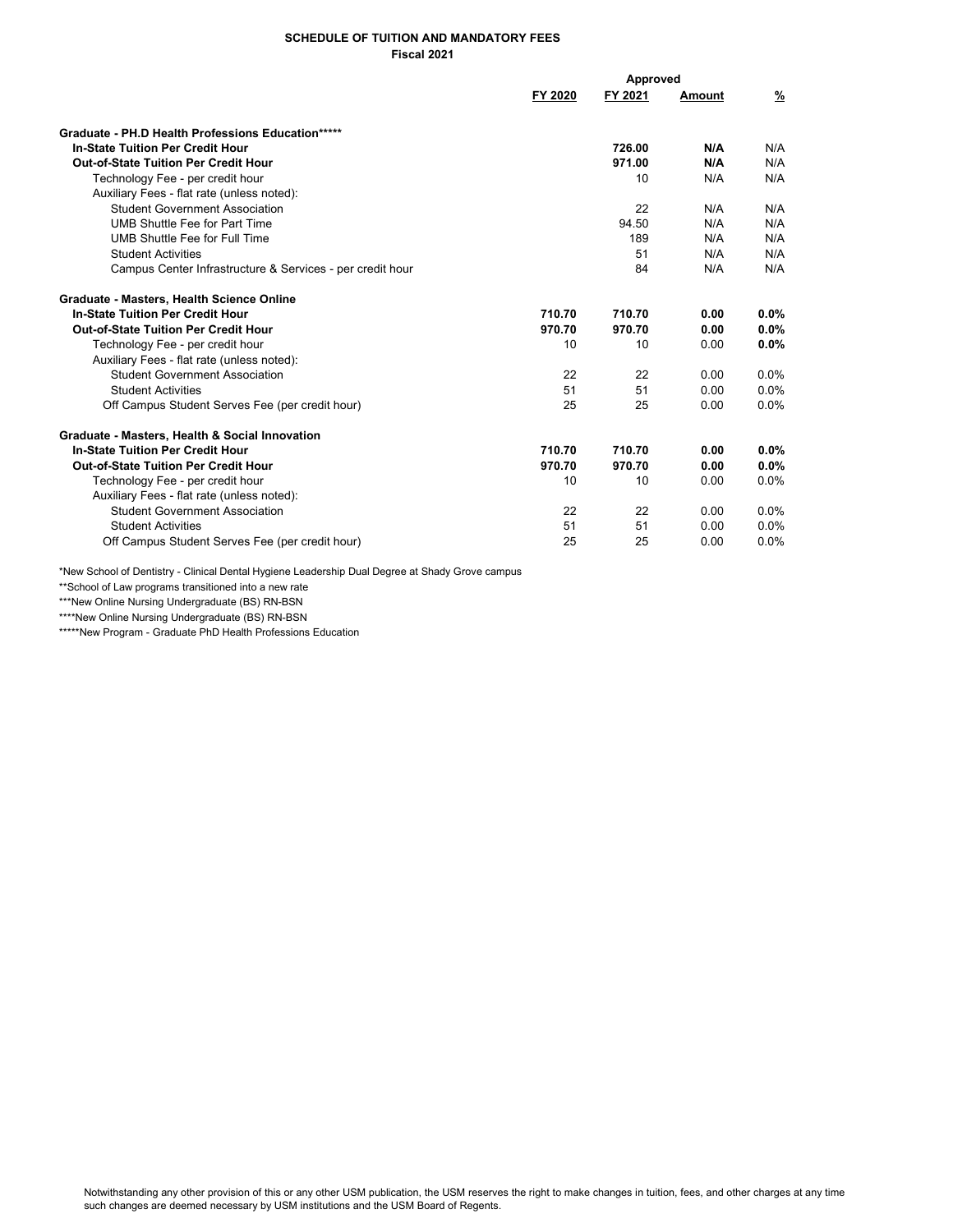**SCHEDULE OF TUITION AND MANDATORY FEES**
**Fiscal 2021**

| | FY 2020 | FY 2021 | Approved Amount | Approved % |
|---|---|---|---|---|
| **Graduate - PH.D Health Professions Education******* | | | | |
| **In-State Tuition Per Credit Hour** | | **726.00** | **N/A** | N/A |
| **Out-of-State Tuition Per Credit Hour** | | **971.00** | **N/A** | N/A |
| Technology Fee - per credit hour | | 10 | N/A | N/A |
| Auxiliary Fees - flat rate (unless noted): | | | | |
| Student Government Association | | 22 | N/A | N/A |
| UMB Shuttle Fee for Part Time | | 94.50 | N/A | N/A |
| UMB Shuttle Fee for Full Time | | 189 | N/A | N/A |
| Student Activities | | 51 | N/A | N/A |
| Campus Center Infrastructure & Services - per credit hour | | 84 | N/A | N/A |
| **Graduate - Masters, Health Science Online** | | | | |
| **In-State Tuition Per Credit Hour** | **710.70** | **710.70** | **0.00** | **0.0%** |
| **Out-of-State Tuition Per Credit Hour** | **970.70** | **970.70** | **0.00** | **0.0%** |
| Technology Fee - per credit hour | 10 | 10 | 0.00 | **0.0%** |
| Auxiliary Fees - flat rate (unless noted): | | | | |
| Student Government Association | 22 | 22 | 0.00 | 0.0% |
| Student Activities | 51 | 51 | 0.00 | 0.0% |
| Off Campus Student Serves Fee (per credit hour) | 25 | 25 | 0.00 | 0.0% |
| **Graduate - Masters, Health & Social Innovation** | | | | |
| **In-State Tuition Per Credit Hour** | **710.70** | **710.70** | **0.00** | **0.0%** |
| **Out-of-State Tuition Per Credit Hour** | **970.70** | **970.70** | **0.00** | **0.0%** |
| Technology Fee - per credit hour | 10 | 10 | 0.00 | 0.0% |
| Auxiliary Fees - flat rate (unless noted): | | | | |
| Student Government Association | 22 | 22 | 0.00 | 0.0% |
| Student Activities | 51 | 51 | 0.00 | 0.0% |
| Off Campus Student Serves Fee (per credit hour) | 25 | 25 | 0.00 | 0.0% |

*New School of Dentistry - Clinical Dental Hygiene Leadership Dual Degree at Shady Grove campus

**School of Law programs transitioned into a new rate

***New Online Nursing Undergraduate (BS) RN-BSN

****New Online Nursing Undergraduate (BS) RN-BSN

*****New Program - Graduate PhD Health Professions Education

Notwithstanding any other provision of this or any other USM publication, the USM reserves the right to make changes in tuition, fees, and other charges at any time such changes are deemed necessary by USM institutions and the USM Board of Regents.